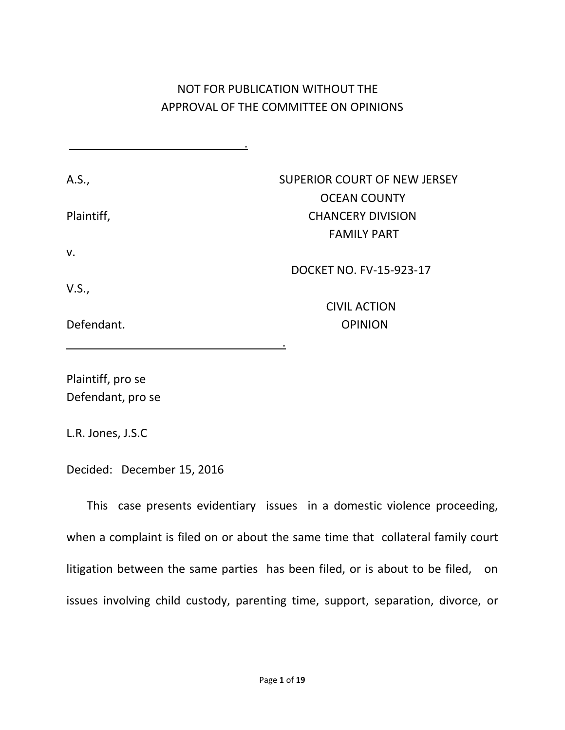NOT FOR PUBLICATION WITHOUT THE
APPROVAL OF THE COMMITTEE ON OPINIONS

| | |
|---|---|
| A.S., | SUPERIOR COURT OF NEW JERSEY |
| | OCEAN COUNTY |
| Plaintiff, | CHANCERY DIVISION |
| | FAMILY PART |
| v. | |
| | DOCKET NO. FV-15-923-17 |
| V.S., | |
| | CIVIL ACTION |
| Defendant. | OPINION |

Plaintiff, pro se
Defendant, pro se

L.R. Jones, J.S.C

Decided: December 15, 2016

This case presents evidentiary issues in a domestic violence proceeding, when a complaint is filed on or about the same time that collateral family court litigation between the same parties has been filed, or is about to be filed, on issues involving child custody, parenting time, support, separation, divorce, or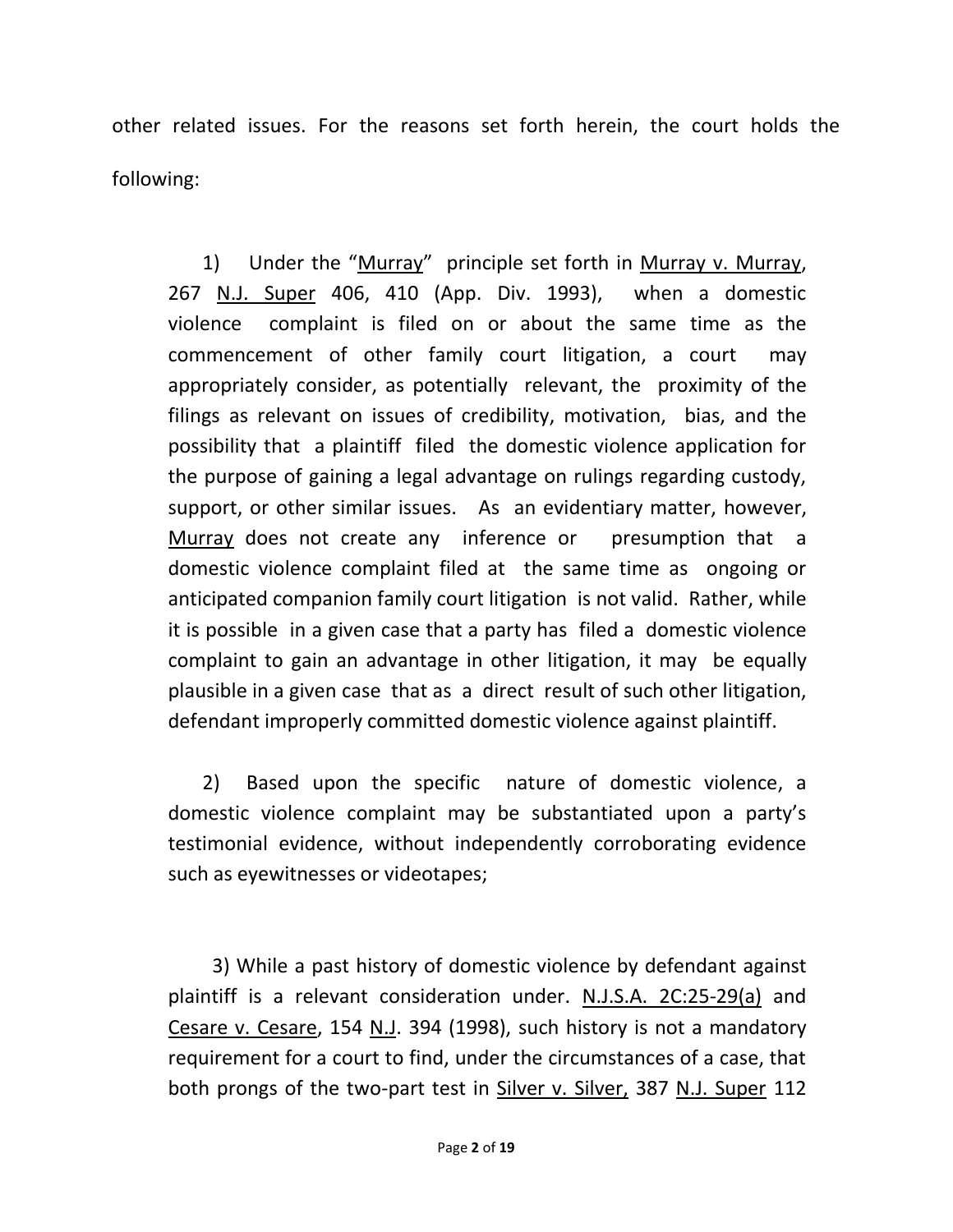other related issues. For the reasons set forth herein, the court holds the following:

> 1) Under the "Murray" principle set forth in Murray v. Murray, 267 N.J. Super 406, 410 (App. Div. 1993), when a domestic violence complaint is filed on or about the same time as the commencement of other family court litigation, a court may appropriately consider, as potentially relevant, the proximity of the filings as relevant on issues of credibility, motivation, bias, and the possibility that a plaintiff filed the domestic violence application for the purpose of gaining a legal advantage on rulings regarding custody, support, or other similar issues. As an evidentiary matter, however, Murray does not create any inference or presumption that a domestic violence complaint filed at the same time as ongoing or anticipated companion family court litigation is not valid. Rather, while it is possible in a given case that a party has filed a domestic violence complaint to gain an advantage in other litigation, it may be equally plausible in a given case that as a direct result of such other litigation, defendant improperly committed domestic violence against plaintiff.
>
> 2) Based upon the specific nature of domestic violence, a domestic violence complaint may be substantiated upon a party's testimonial evidence, without independently corroborating evidence such as eyewitnesses or videotapes;
>
> 3) While a past history of domestic violence by defendant against plaintiff is a relevant consideration under. N.J.S.A. 2C:25-29(a) and Cesare v. Cesare, 154 N.J. 394 (1998), such history is not a mandatory requirement for a court to find, under the circumstances of a case, that both prongs of the two-part test in Silver v. Silver, 387 N.J. Super 112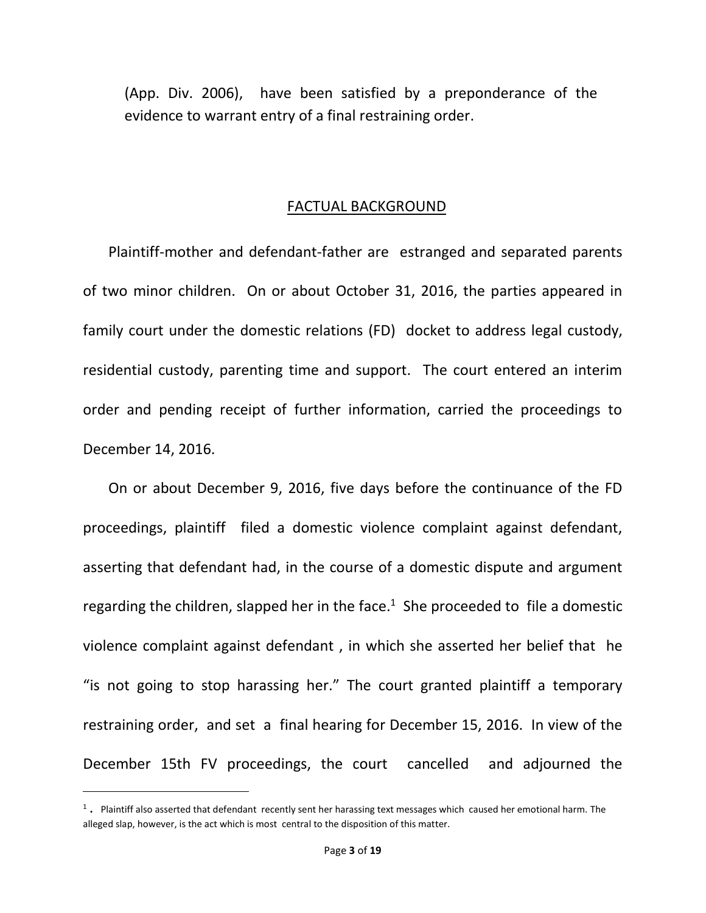(App. Div. 2006), have been satisfied by a preponderance of the evidence to warrant entry of a final restraining order.

## FACTUAL BACKGROUND

Plaintiff-mother and defendant-father are estranged and separated parents of two minor children. On or about October 31, 2016, the parties appeared in family court under the domestic relations (FD) docket to address legal custody, residential custody, parenting time and support. The court entered an interim order and pending receipt of further information, carried the proceedings to December 14, 2016.

On or about December 9, 2016, five days before the continuance of the FD proceedings, plaintiff filed a domestic violence complaint against defendant, asserting that defendant had, in the course of a domestic dispute and argument regarding the children, slapped her in the face.[1] She proceeded to file a domestic violence complaint against defendant , in which she asserted her belief that he "is not going to stop harassing her." The court granted plaintiff a temporary restraining order, and set a final hearing for December 15, 2016. In view of the December 15th FV proceedings, the court cancelled and adjourned the

[1]. Plaintiff also asserted that defendant recently sent her harassing text messages which caused her emotional harm. The alleged slap, however, is the act which is most central to the disposition of this matter.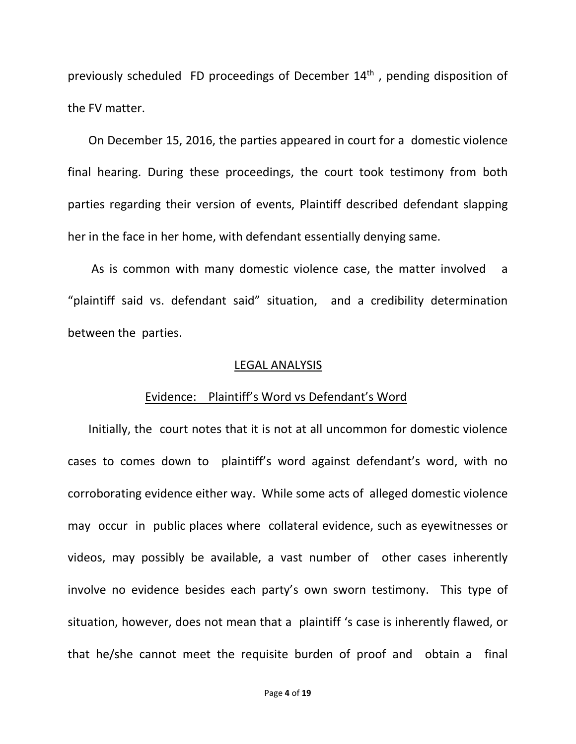previously scheduled FD proceedings of December 14th , pending disposition of the FV matter.

On December 15, 2016, the parties appeared in court for a domestic violence final hearing. During these proceedings, the court took testimony from both parties regarding their version of events, Plaintiff described defendant slapping her in the face in her home, with defendant essentially denying same.

As is common with many domestic violence case, the matter involved a "plaintiff said vs. defendant said" situation, and a credibility determination between the parties.

<u>LEGAL ANALYSIS</u>

<u>Evidence: Plaintiff's Word vs Defendant's Word</u>

Initially, the court notes that it is not at all uncommon for domestic violence cases to comes down to plaintiff's word against defendant's word, with no corroborating evidence either way. While some acts of alleged domestic violence may occur in public places where collateral evidence, such as eyewitnesses or videos, may possibly be available, a vast number of other cases inherently involve no evidence besides each party's own sworn testimony. This type of situation, however, does not mean that a plaintiff 's case is inherently flawed, or that he/she cannot meet the requisite burden of proof and obtain a final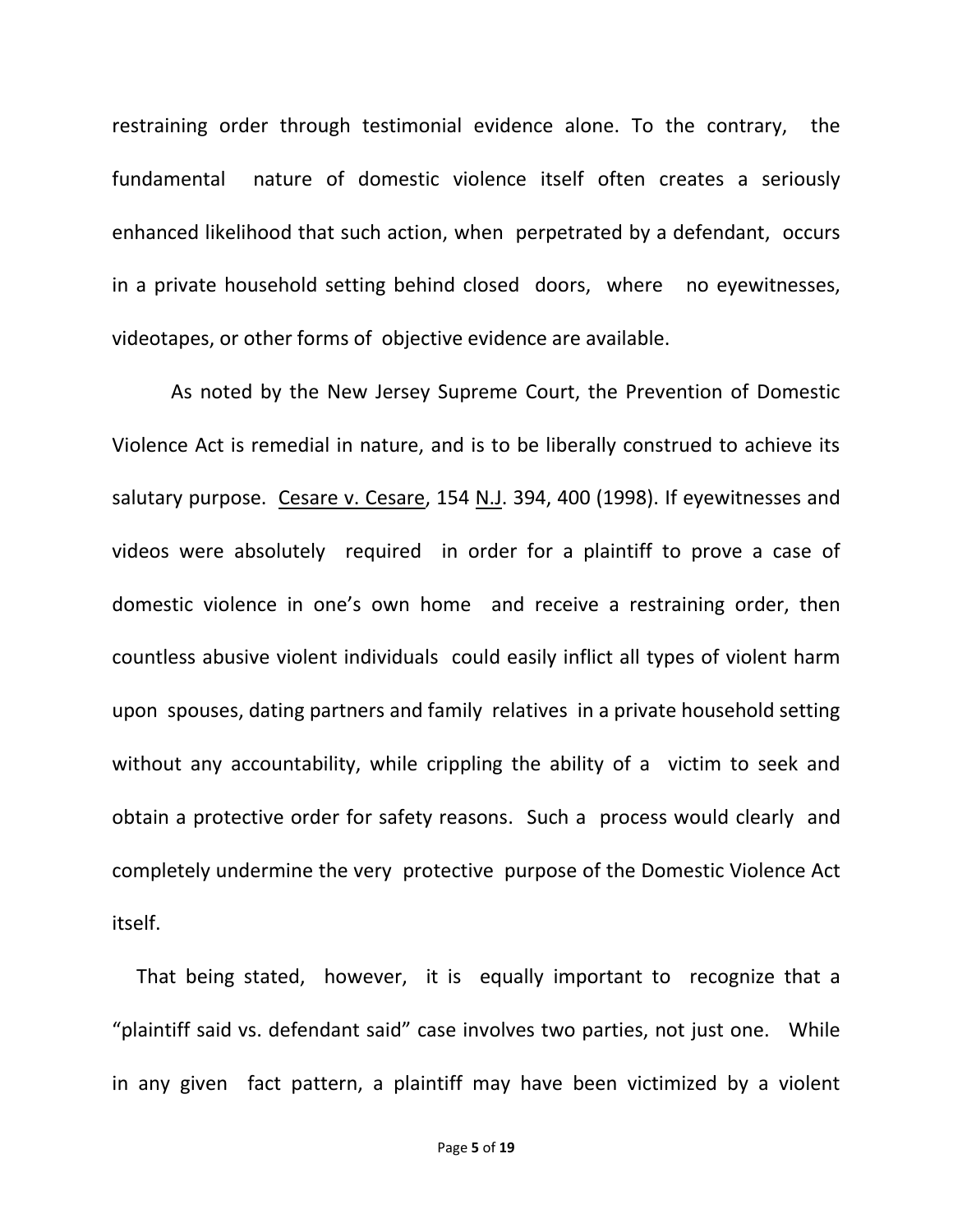restraining order through testimonial evidence alone. To the contrary, the fundamental nature of domestic violence itself often creates a seriously enhanced likelihood that such action, when perpetrated by a defendant, occurs in a private household setting behind closed doors, where no eyewitnesses, videotapes, or other forms of objective evidence are available.

As noted by the New Jersey Supreme Court, the Prevention of Domestic Violence Act is remedial in nature, and is to be liberally construed to achieve its salutary purpose. Cesare v. Cesare, 154 N.J. 394, 400 (1998). If eyewitnesses and videos were absolutely required in order for a plaintiff to prove a case of domestic violence in one's own home and receive a restraining order, then countless abusive violent individuals could easily inflict all types of violent harm upon spouses, dating partners and family relatives in a private household setting without any accountability, while crippling the ability of a victim to seek and obtain a protective order for safety reasons. Such a process would clearly and completely undermine the very protective purpose of the Domestic Violence Act itself.

That being stated, however, it is equally important to recognize that a "plaintiff said vs. defendant said" case involves two parties, not just one. While in any given fact pattern, a plaintiff may have been victimized by a violent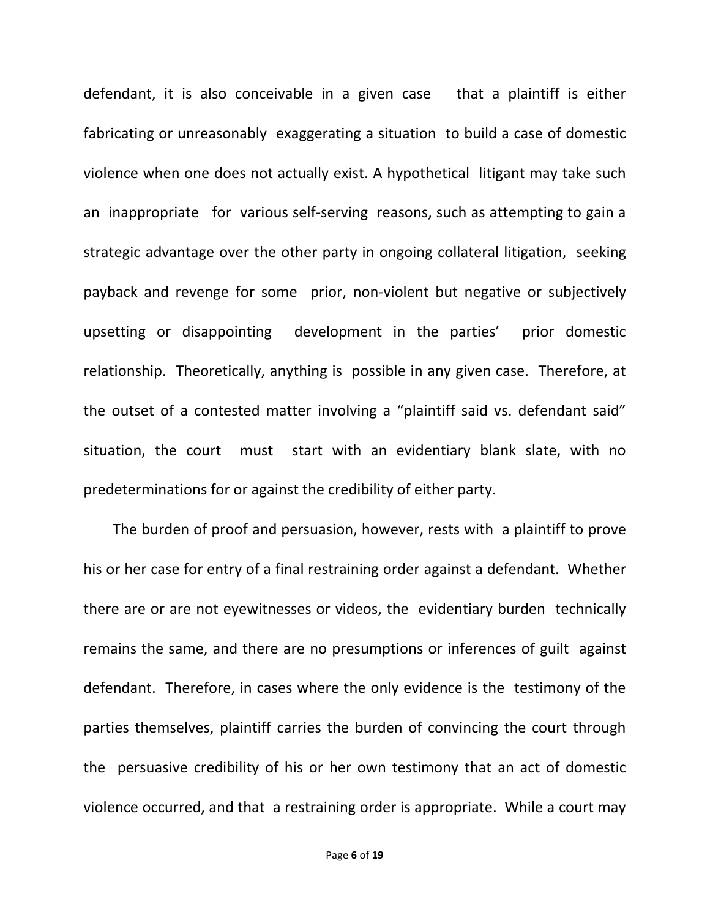defendant, it is also conceivable in a given case that a plaintiff is either fabricating or unreasonably exaggerating a situation to build a case of domestic violence when one does not actually exist. A hypothetical litigant may take such an inappropriate for various self-serving reasons, such as attempting to gain a strategic advantage over the other party in ongoing collateral litigation, seeking payback and revenge for some prior, non-violent but negative or subjectively upsetting or disappointing development in the parties' prior domestic relationship. Theoretically, anything is possible in any given case. Therefore, at the outset of a contested matter involving a "plaintiff said vs. defendant said" situation, the court must start with an evidentiary blank slate, with no predeterminations for or against the credibility of either party.

The burden of proof and persuasion, however, rests with a plaintiff to prove his or her case for entry of a final restraining order against a defendant. Whether there are or are not eyewitnesses or videos, the evidentiary burden technically remains the same, and there are no presumptions or inferences of guilt against defendant. Therefore, in cases where the only evidence is the testimony of the parties themselves, plaintiff carries the burden of convincing the court through the persuasive credibility of his or her own testimony that an act of domestic violence occurred, and that a restraining order is appropriate. While a court may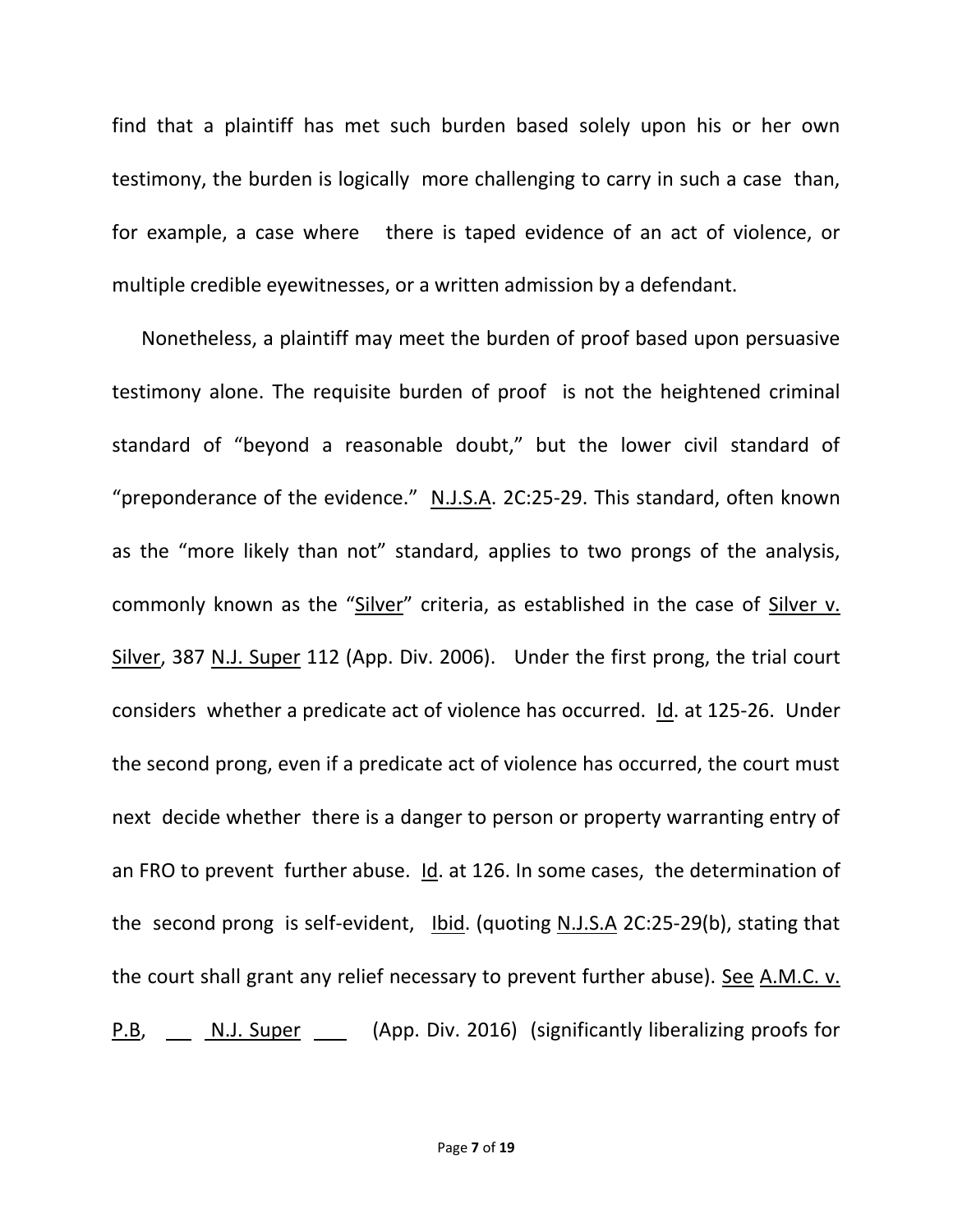find that a plaintiff has met such burden based solely upon his or her own testimony, the burden is logically more challenging to carry in such a case than, for example, a case where there is taped evidence of an act of violence, or multiple credible eyewitnesses, or a written admission by a defendant.

Nonetheless, a plaintiff may meet the burden of proof based upon persuasive testimony alone. The requisite burden of proof is not the heightened criminal standard of "beyond a reasonable doubt," but the lower civil standard of "preponderance of the evidence." N.J.S.A. 2C:25-29. This standard, often known as the "more likely than not" standard, applies to two prongs of the analysis, commonly known as the "Silver" criteria, as established in the case of Silver v. Silver, 387 N.J. Super 112 (App. Div. 2006). Under the first prong, the trial court considers whether a predicate act of violence has occurred. Id. at 125-26. Under the second prong, even if a predicate act of violence has occurred, the court must next decide whether there is a danger to person or property warranting entry of an FRO to prevent further abuse. Id. at 126. In some cases, the determination of the second prong is self-evident, Ibid. (quoting N.J.S.A 2C:25-29(b), stating that the court shall grant any relief necessary to prevent further abuse). See A.M.C. v. P.B, ___ N.J. Super ___ (App. Div. 2016) (significantly liberalizing proofs for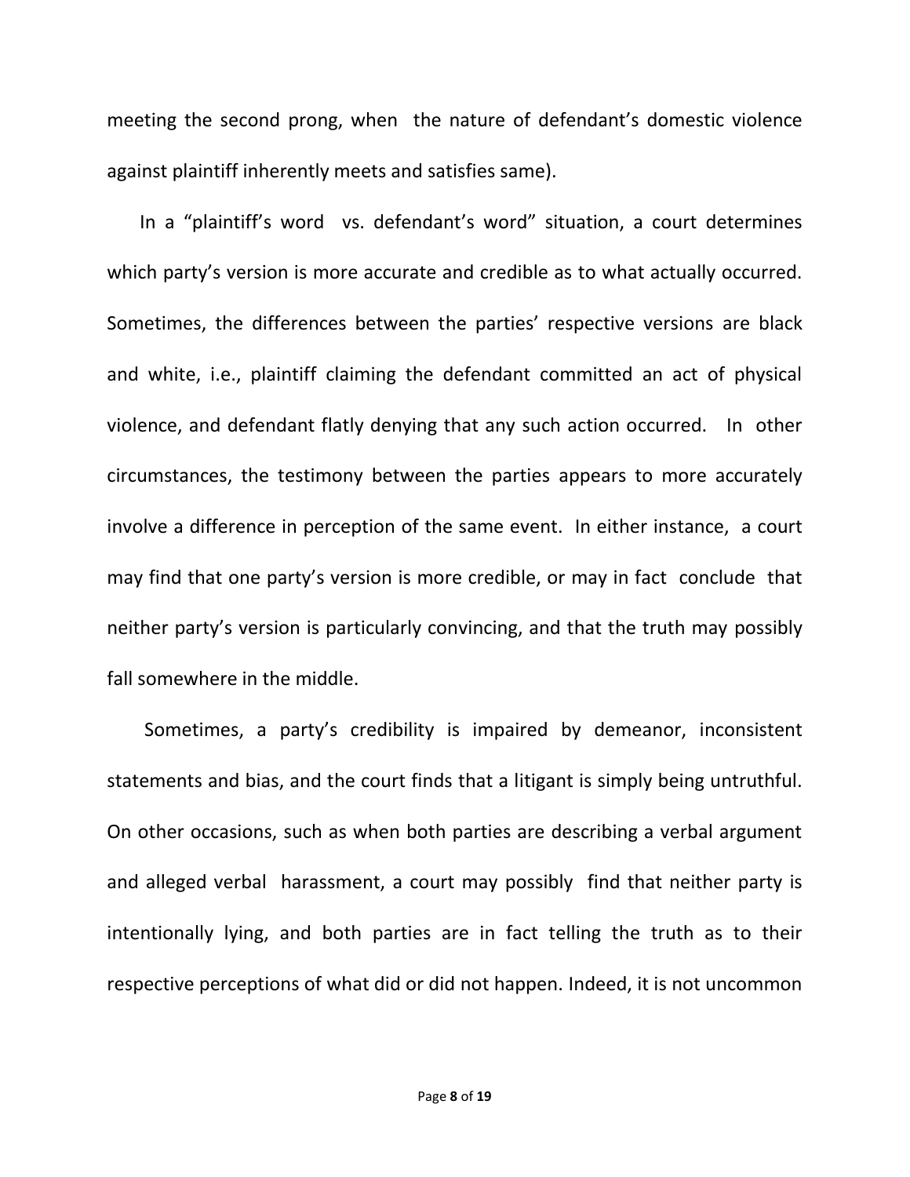meeting the second prong, when the nature of defendant's domestic violence against plaintiff inherently meets and satisfies same).

In a "plaintiff's word vs. defendant's word" situation, a court determines which party's version is more accurate and credible as to what actually occurred. Sometimes, the differences between the parties' respective versions are black and white, i.e., plaintiff claiming the defendant committed an act of physical violence, and defendant flatly denying that any such action occurred. In other circumstances, the testimony between the parties appears to more accurately involve a difference in perception of the same event. In either instance, a court may find that one party's version is more credible, or may in fact conclude that neither party's version is particularly convincing, and that the truth may possibly fall somewhere in the middle.

Sometimes, a party's credibility is impaired by demeanor, inconsistent statements and bias, and the court finds that a litigant is simply being untruthful. On other occasions, such as when both parties are describing a verbal argument and alleged verbal harassment, a court may possibly find that neither party is intentionally lying, and both parties are in fact telling the truth as to their respective perceptions of what did or did not happen. Indeed, it is not uncommon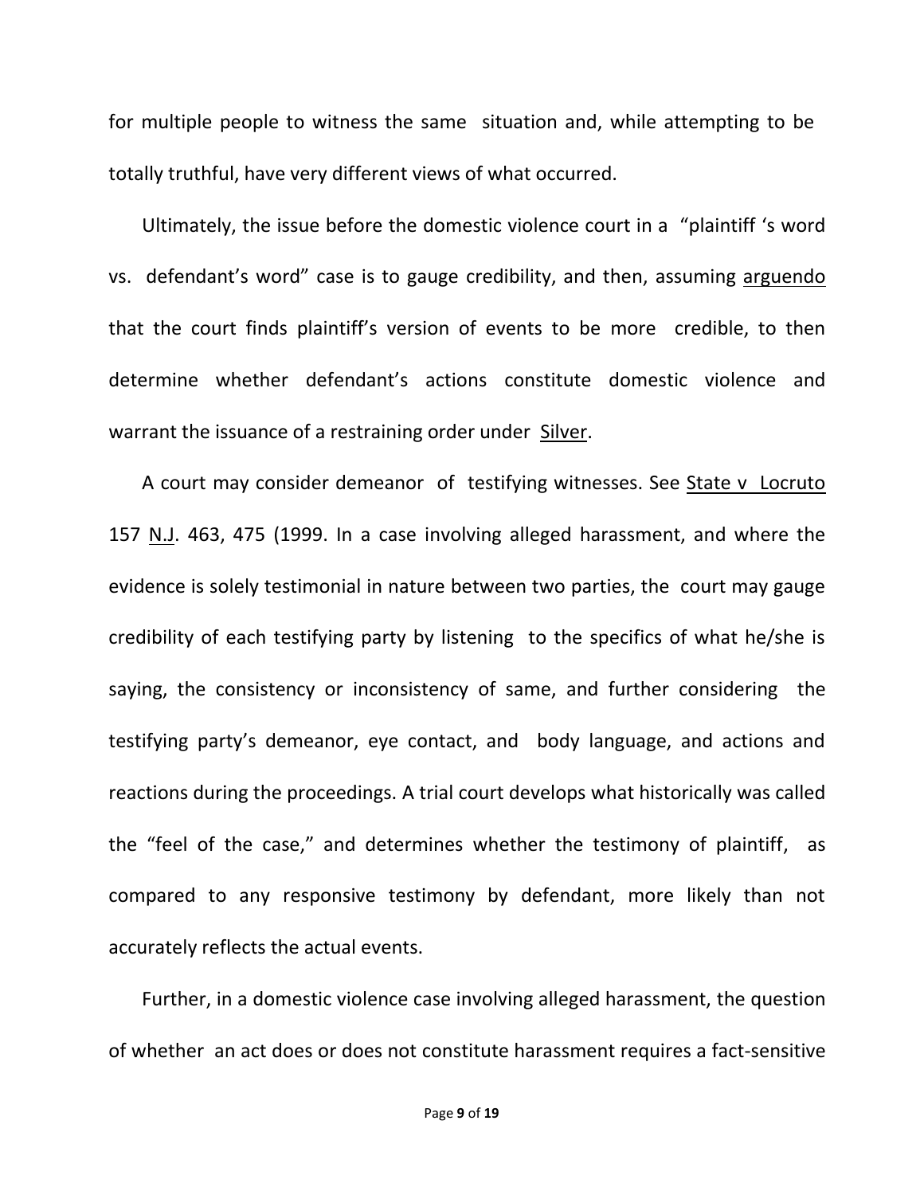for multiple people to witness the same situation and, while attempting to be totally truthful, have very different views of what occurred.

Ultimately, the issue before the domestic violence court in a "plaintiff 's word vs. defendant's word" case is to gauge credibility, and then, assuming arguendo that the court finds plaintiff's version of events to be more credible, to then determine whether defendant's actions constitute domestic violence and warrant the issuance of a restraining order under Silver.

A court may consider demeanor of testifying witnesses. See State v Locruto 157 N.J. 463, 475 (1999. In a case involving alleged harassment, and where the evidence is solely testimonial in nature between two parties, the court may gauge credibility of each testifying party by listening to the specifics of what he/she is saying, the consistency or inconsistency of same, and further considering the testifying party's demeanor, eye contact, and body language, and actions and reactions during the proceedings. A trial court develops what historically was called the "feel of the case," and determines whether the testimony of plaintiff, as compared to any responsive testimony by defendant, more likely than not accurately reflects the actual events.

Further, in a domestic violence case involving alleged harassment, the question of whether an act does or does not constitute harassment requires a fact-sensitive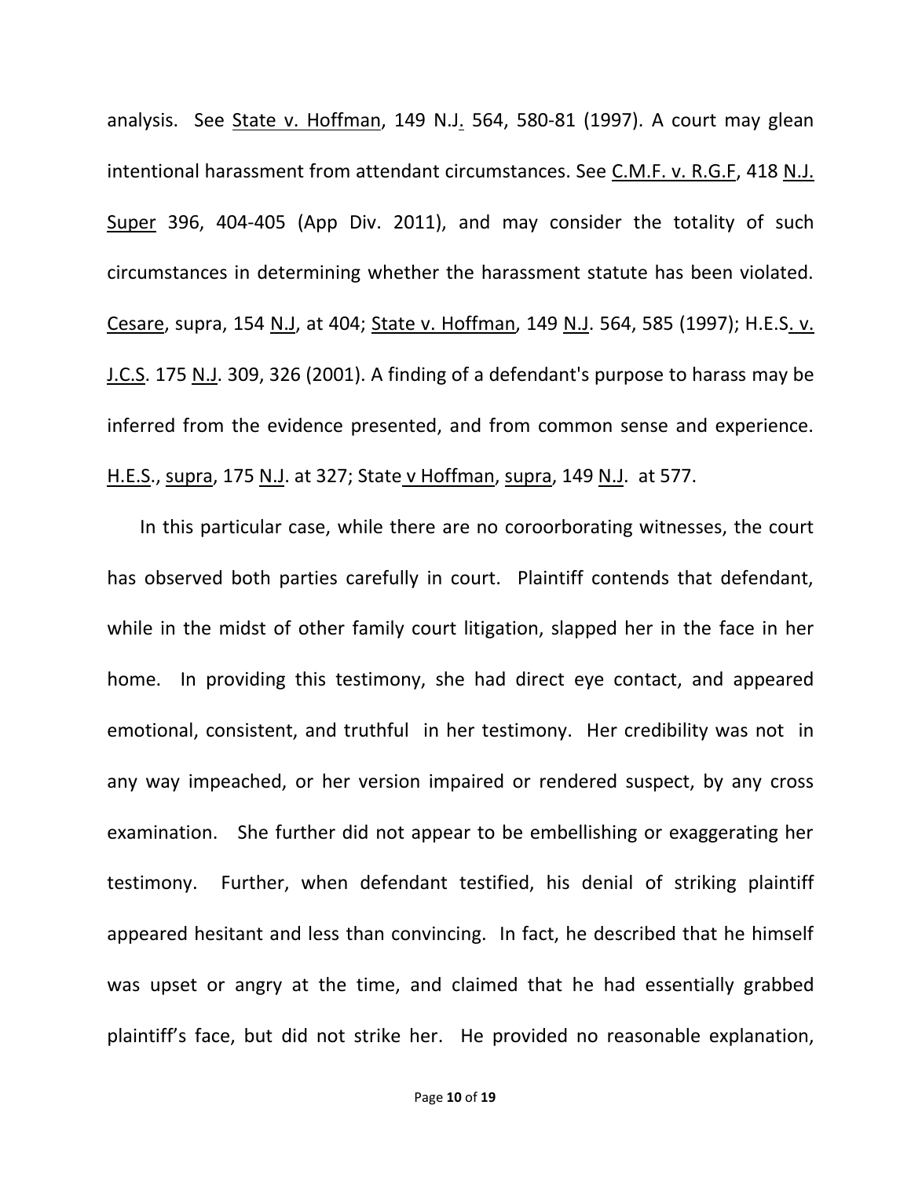analysis. See State v. Hoffman, 149 N.J. 564, 580-81 (1997). A court may glean intentional harassment from attendant circumstances. See C.M.F. v. R.G.F, 418 N.J. Super 396, 404-405 (App Div. 2011), and may consider the totality of such circumstances in determining whether the harassment statute has been violated. Cesare, supra, 154 N.J, at 404; State v. Hoffman, 149 N.J. 564, 585 (1997); H.E.S. v. J.C.S. 175 N.J. 309, 326 (2001). A finding of a defendant's purpose to harass may be inferred from the evidence presented, and from common sense and experience. H.E.S., supra, 175 N.J. at 327; State v Hoffman, supra, 149 N.J. at 577.

In this particular case, while there are no coroorborating witnesses, the court has observed both parties carefully in court. Plaintiff contends that defendant, while in the midst of other family court litigation, slapped her in the face in her home. In providing this testimony, she had direct eye contact, and appeared emotional, consistent, and truthful in her testimony. Her credibility was not in any way impeached, or her version impaired or rendered suspect, by any cross examination. She further did not appear to be embellishing or exaggerating her testimony. Further, when defendant testified, his denial of striking plaintiff appeared hesitant and less than convincing. In fact, he described that he himself was upset or angry at the time, and claimed that he had essentially grabbed plaintiff's face, but did not strike her. He provided no reasonable explanation,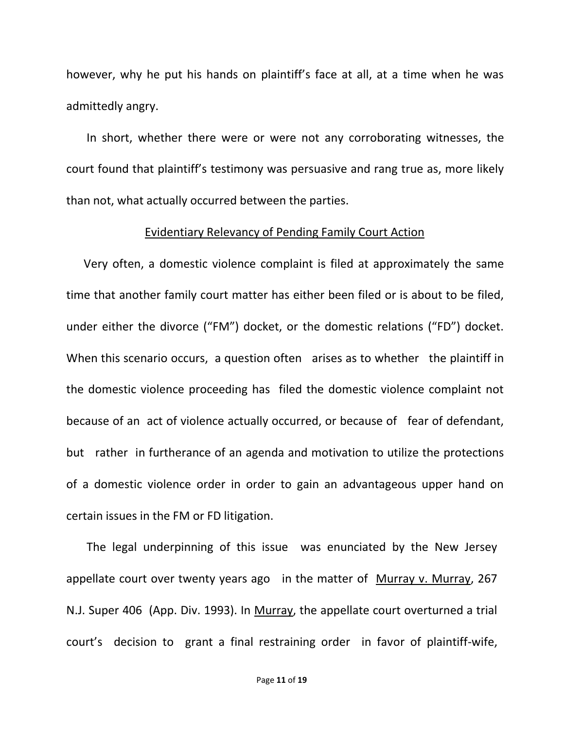however, why he put his hands on plaintiff's face at all, at a time when he was admittedly angry.

In short, whether there were or were not any corroborating witnesses, the court found that plaintiff's testimony was persuasive and rang true as, more likely than not, what actually occurred between the parties.

<u>Evidentiary Relevancy of Pending Family Court Action</u>

Very often, a domestic violence complaint is filed at approximately the same time that another family court matter has either been filed or is about to be filed, under either the divorce ("FM") docket, or the domestic relations ("FD") docket. When this scenario occurs, a question often arises as to whether the plaintiff in the domestic violence proceeding has filed the domestic violence complaint not because of an act of violence actually occurred, or because of fear of defendant, but rather in furtherance of an agenda and motivation to utilize the protections of a domestic violence order in order to gain an advantageous upper hand on certain issues in the FM or FD litigation.

The legal underpinning of this issue was enunciated by the New Jersey appellate court over twenty years ago in the matter of <u>Murray v. Murray</u>, 267 N.J. Super 406 (App. Div. 1993). In <u>Murray</u>, the appellate court overturned a trial court's decision to grant a final restraining order in favor of plaintiff-wife,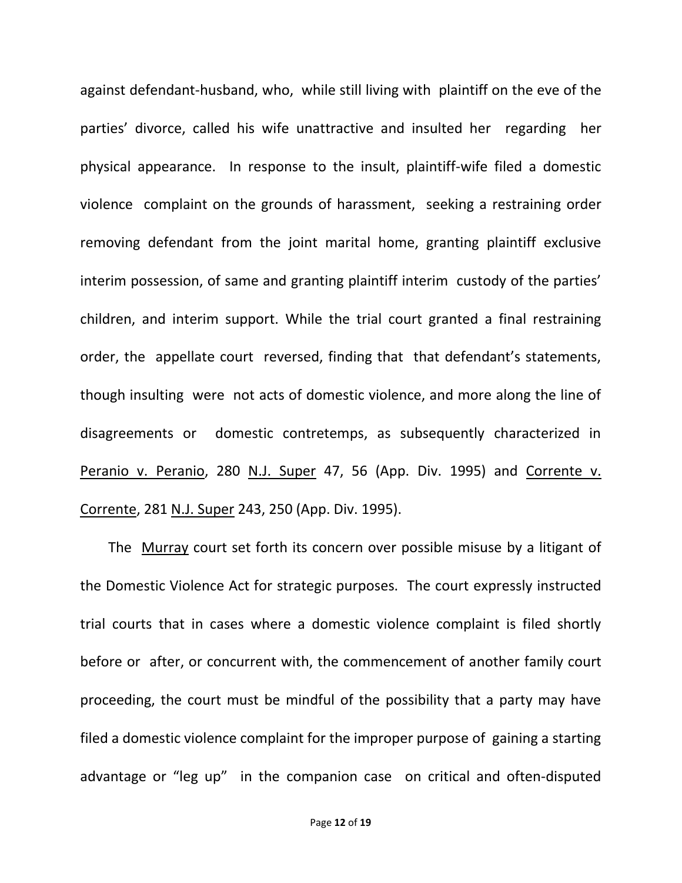against defendant-husband, who, while still living with plaintiff on the eve of the parties' divorce, called his wife unattractive and insulted her regarding her physical appearance. In response to the insult, plaintiff-wife filed a domestic violence complaint on the grounds of harassment, seeking a restraining order removing defendant from the joint marital home, granting plaintiff exclusive interim possession, of same and granting plaintiff interim custody of the parties' children, and interim support. While the trial court granted a final restraining order, the appellate court reversed, finding that that defendant's statements, though insulting were not acts of domestic violence, and more along the line of disagreements or domestic contretemps, as subsequently characterized in Peranio v. Peranio, 280 N.J. Super 47, 56 (App. Div. 1995) and Corrente v. Corrente, 281 N.J. Super 243, 250 (App. Div. 1995).

The Murray court set forth its concern over possible misuse by a litigant of the Domestic Violence Act for strategic purposes. The court expressly instructed trial courts that in cases where a domestic violence complaint is filed shortly before or after, or concurrent with, the commencement of another family court proceeding, the court must be mindful of the possibility that a party may have filed a domestic violence complaint for the improper purpose of gaining a starting advantage or "leg up" in the companion case on critical and often-disputed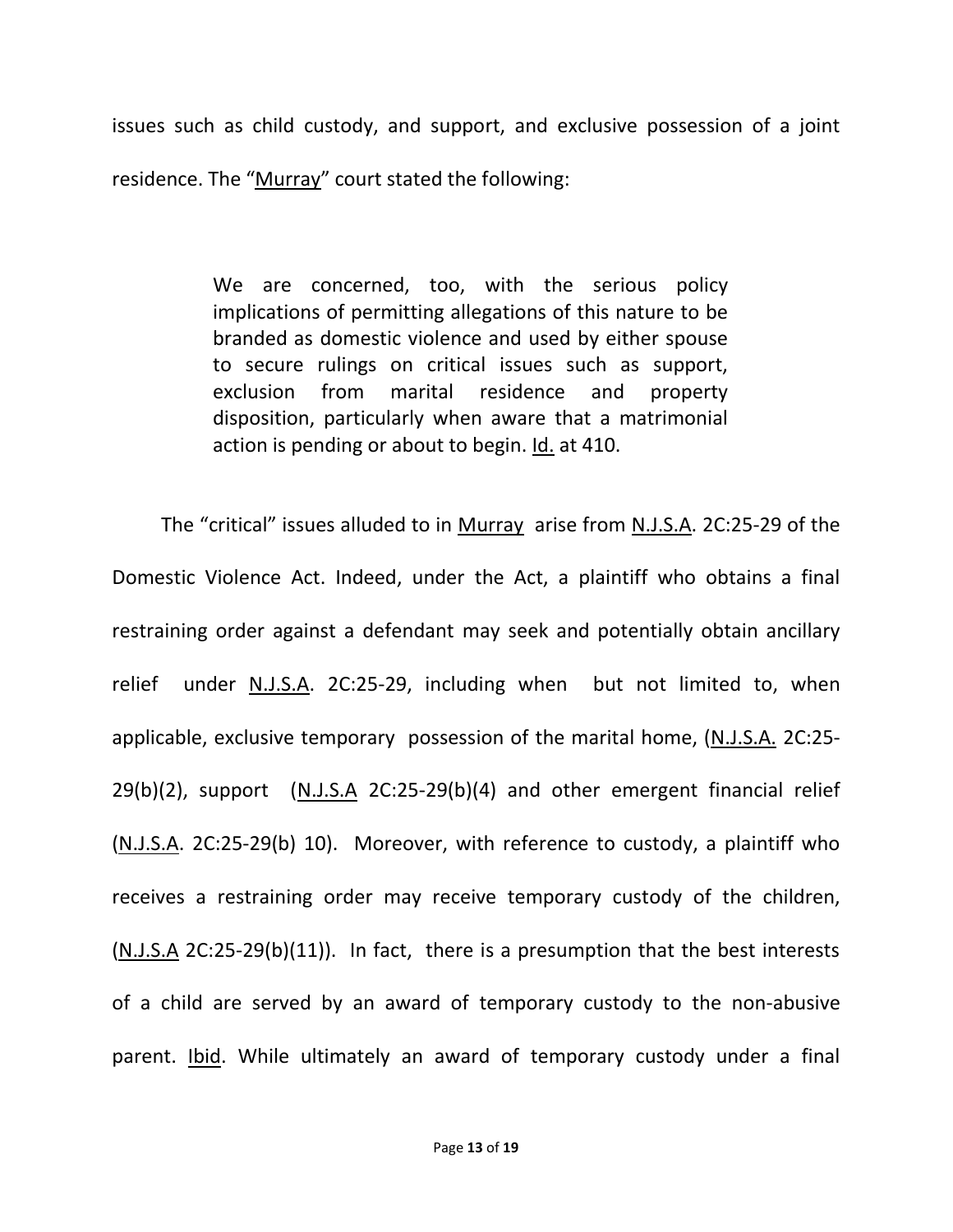issues such as child custody, and support, and exclusive possession of a joint residence. The "Murray" court stated the following:

> We are concerned, too, with the serious policy implications of permitting allegations of this nature to be branded as domestic violence and used by either spouse to secure rulings on critical issues such as support, exclusion from marital residence and property disposition, particularly when aware that a matrimonial action is pending or about to begin. Id. at 410.

The "critical" issues alluded to in Murray arise from N.J.S.A. 2C:25-29 of the Domestic Violence Act. Indeed, under the Act, a plaintiff who obtains a final restraining order against a defendant may seek and potentially obtain ancillary relief under N.J.S.A. 2C:25-29, including when but not limited to, when applicable, exclusive temporary possession of the marital home, (N.J.S.A. 2C:25-29(b)(2), support (N.J.S.A 2C:25-29(b)(4) and other emergent financial relief (N.J.S.A. 2C:25-29(b) 10). Moreover, with reference to custody, a plaintiff who receives a restraining order may receive temporary custody of the children, (N.J.S.A 2C:25-29(b)(11)). In fact, there is a presumption that the best interests of a child are served by an award of temporary custody to the non-abusive parent. Ibid. While ultimately an award of temporary custody under a final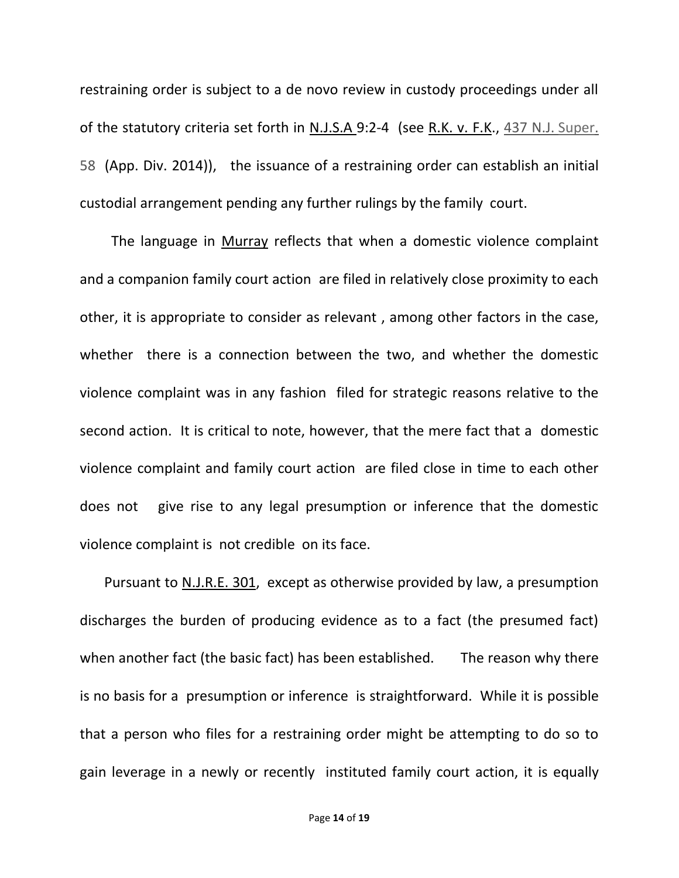restraining order is subject to a de novo review in custody proceedings under all of the statutory criteria set forth in N.J.S.A 9:2-4 (see R.K. v. F.K., 437 N.J. Super. 58 (App. Div. 2014)), the issuance of a restraining order can establish an initial custodial arrangement pending any further rulings by the family court.

The language in Murray reflects that when a domestic violence complaint and a companion family court action are filed in relatively close proximity to each other, it is appropriate to consider as relevant , among other factors in the case, whether there is a connection between the two, and whether the domestic violence complaint was in any fashion filed for strategic reasons relative to the second action. It is critical to note, however, that the mere fact that a domestic violence complaint and family court action are filed close in time to each other does not give rise to any legal presumption or inference that the domestic violence complaint is not credible on its face.

Pursuant to N.J.R.E. 301, except as otherwise provided by law, a presumption discharges the burden of producing evidence as to a fact (the presumed fact) when another fact (the basic fact) has been established. The reason why there is no basis for a presumption or inference is straightforward. While it is possible that a person who files for a restraining order might be attempting to do so to gain leverage in a newly or recently instituted family court action, it is equally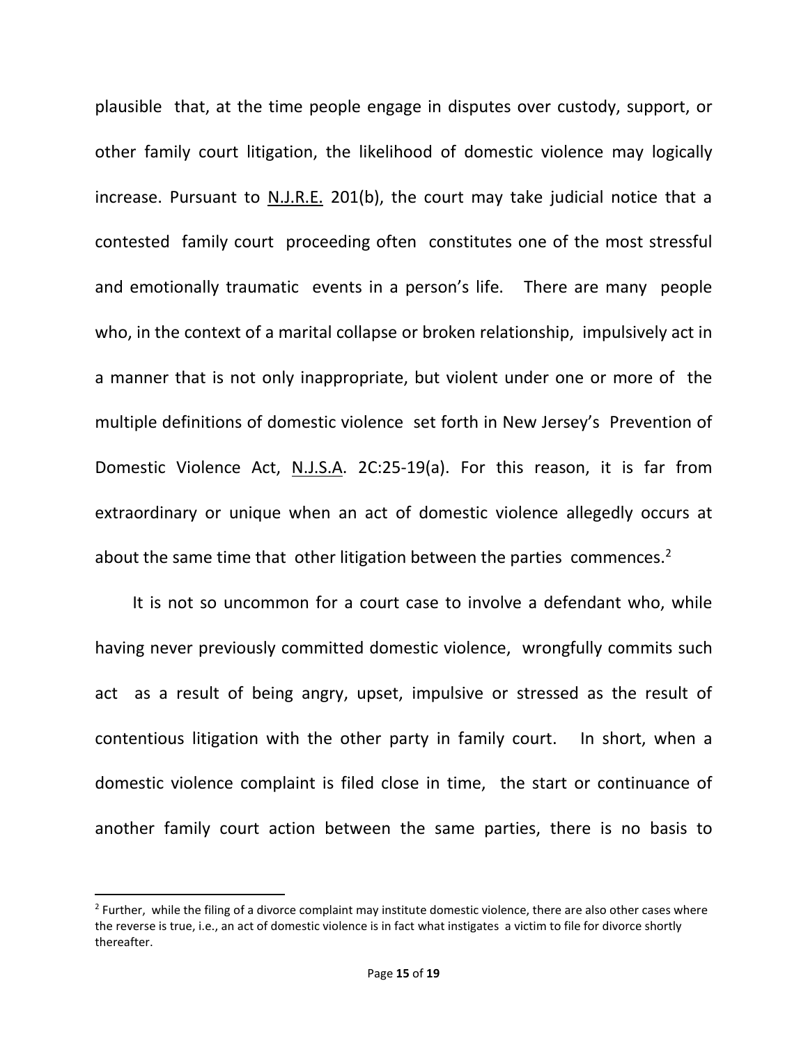plausible that, at the time people engage in disputes over custody, support, or other family court litigation, the likelihood of domestic violence may logically increase. Pursuant to N.J.R.E. 201(b), the court may take judicial notice that a contested family court proceeding often constitutes one of the most stressful and emotionally traumatic events in a person's life. There are many people who, in the context of a marital collapse or broken relationship, impulsively act in a manner that is not only inappropriate, but violent under one or more of the multiple definitions of domestic violence set forth in New Jersey's Prevention of Domestic Violence Act, N.J.S.A. 2C:25-19(a). For this reason, it is far from extraordinary or unique when an act of domestic violence allegedly occurs at about the same time that other litigation between the parties commences.[2]

It is not so uncommon for a court case to involve a defendant who, while having never previously committed domestic violence, wrongfully commits such act as a result of being angry, upset, impulsive or stressed as the result of contentious litigation with the other party in family court. In short, when a domestic violence complaint is filed close in time, the start or continuance of another family court action between the same parties, there is no basis to

[2] Further, while the filing of a divorce complaint may institute domestic violence, there are also other cases where the reverse is true, i.e., an act of domestic violence is in fact what instigates a victim to file for divorce shortly thereafter.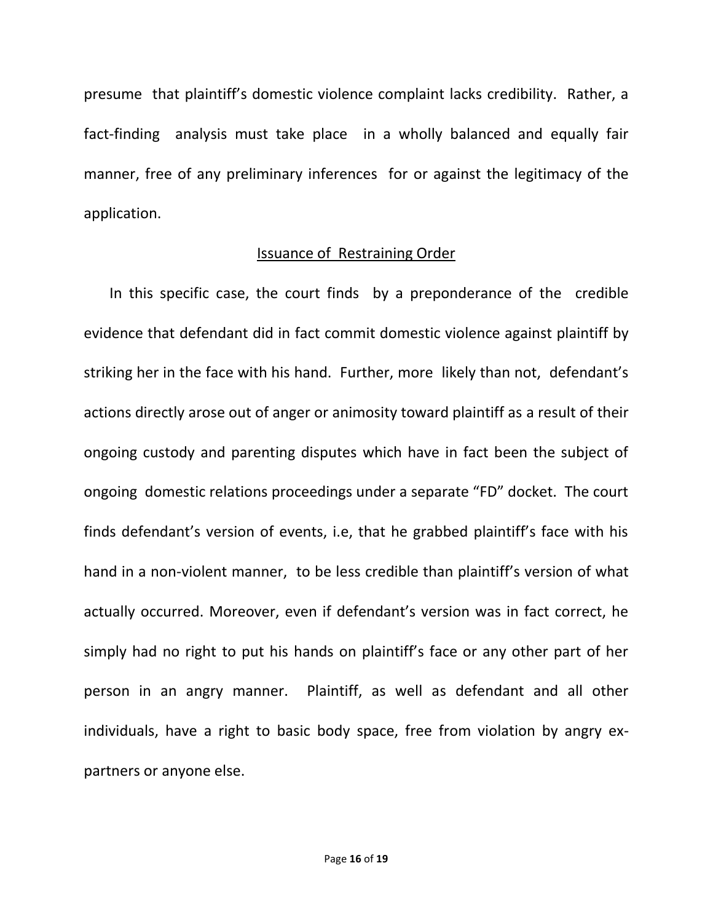presume that plaintiff's domestic violence complaint lacks credibility. Rather, a fact-finding analysis must take place in a wholly balanced and equally fair manner, free of any preliminary inferences for or against the legitimacy of the application.

<u>Issuance of Restraining Order</u>

In this specific case, the court finds by a preponderance of the credible evidence that defendant did in fact commit domestic violence against plaintiff by striking her in the face with his hand. Further, more likely than not, defendant's actions directly arose out of anger or animosity toward plaintiff as a result of their ongoing custody and parenting disputes which have in fact been the subject of ongoing domestic relations proceedings under a separate "FD" docket. The court finds defendant's version of events, i.e, that he grabbed plaintiff's face with his hand in a non-violent manner, to be less credible than plaintiff's version of what actually occurred. Moreover, even if defendant's version was in fact correct, he simply had no right to put his hands on plaintiff's face or any other part of her person in an angry manner. Plaintiff, as well as defendant and all other individuals, have a right to basic body space, free from violation by angry ex-partners or anyone else.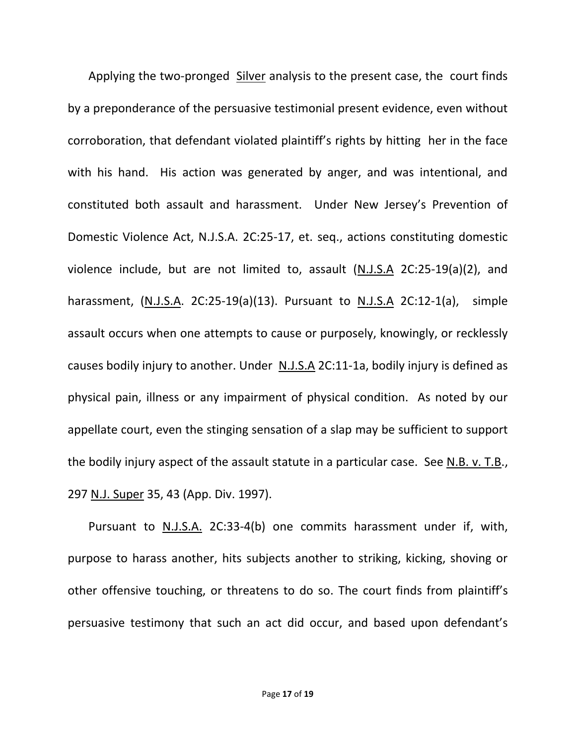Applying the two-pronged Silver analysis to the present case, the court finds by a preponderance of the persuasive testimonial present evidence, even without corroboration, that defendant violated plaintiff's rights by hitting her in the face with his hand. His action was generated by anger, and was intentional, and constituted both assault and harassment. Under New Jersey's Prevention of Domestic Violence Act, N.J.S.A. 2C:25-17, et. seq., actions constituting domestic violence include, but are not limited to, assault (N.J.S.A 2C:25-19(a)(2), and harassment, (N.J.S.A. 2C:25-19(a)(13). Pursuant to N.J.S.A 2C:12-1(a), simple assault occurs when one attempts to cause or purposely, knowingly, or recklessly causes bodily injury to another. Under N.J.S.A 2C:11-1a, bodily injury is defined as physical pain, illness or any impairment of physical condition. As noted by our appellate court, even the stinging sensation of a slap may be sufficient to support the bodily injury aspect of the assault statute in a particular case. See N.B. v. T.B., 297 N.J. Super 35, 43 (App. Div. 1997).

Pursuant to N.J.S.A. 2C:33-4(b) one commits harassment under if, with, purpose to harass another, hits subjects another to striking, kicking, shoving or other offensive touching, or threatens to do so. The court finds from plaintiff's persuasive testimony that such an act did occur, and based upon defendant's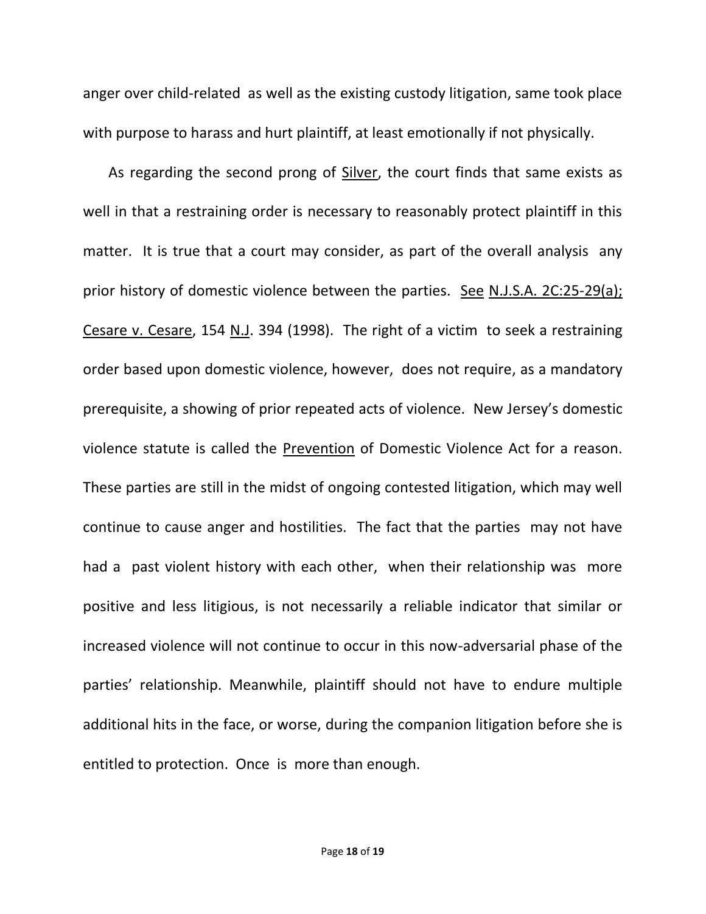anger over child-related as well as the existing custody litigation, same took place with purpose to harass and hurt plaintiff, at least emotionally if not physically.

As regarding the second prong of Silver, the court finds that same exists as well in that a restraining order is necessary to reasonably protect plaintiff in this matter. It is true that a court may consider, as part of the overall analysis any prior history of domestic violence between the parties. See N.J.S.A. 2C:25-29(a); Cesare v. Cesare, 154 N.J. 394 (1998). The right of a victim to seek a restraining order based upon domestic violence, however, does not require, as a mandatory prerequisite, a showing of prior repeated acts of violence. New Jersey's domestic violence statute is called the Prevention of Domestic Violence Act for a reason. These parties are still in the midst of ongoing contested litigation, which may well continue to cause anger and hostilities. The fact that the parties may not have had a past violent history with each other, when their relationship was more positive and less litigious, is not necessarily a reliable indicator that similar or increased violence will not continue to occur in this now-adversarial phase of the parties' relationship. Meanwhile, plaintiff should not have to endure multiple additional hits in the face, or worse, during the companion litigation before she is entitled to protection. Once is more than enough.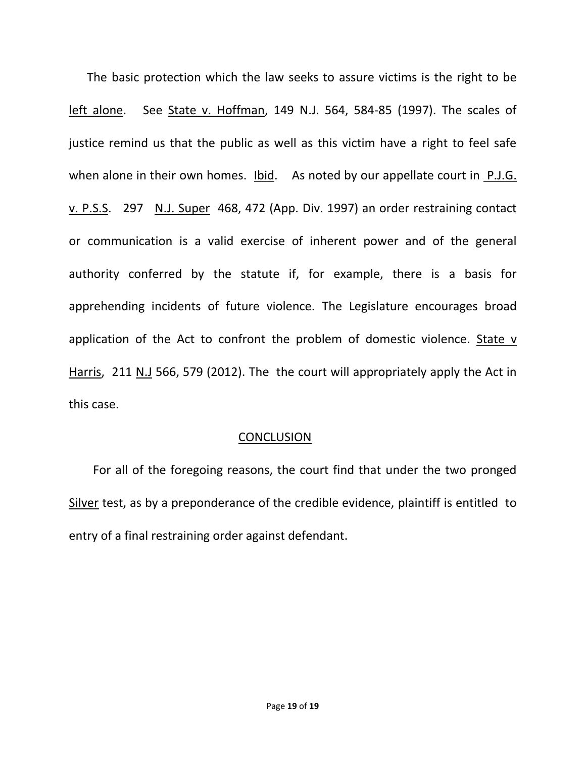The basic protection which the law seeks to assure victims is the right to be left alone. See State v. Hoffman, 149 N.J. 564, 584-85 (1997). The scales of justice remind us that the public as well as this victim have a right to feel safe when alone in their own homes. Ibid. As noted by our appellate court in P.J.G. v. P.S.S. 297 N.J. Super 468, 472 (App. Div. 1997) an order restraining contact or communication is a valid exercise of inherent power and of the general authority conferred by the statute if, for example, there is a basis for apprehending incidents of future violence. The Legislature encourages broad application of the Act to confront the problem of domestic violence. State v Harris, 211 N.J 566, 579 (2012). The the court will appropriately apply the Act in this case.

## CONCLUSION

For all of the foregoing reasons, the court find that under the two pronged Silver test, as by a preponderance of the credible evidence, plaintiff is entitled to entry of a final restraining order against defendant.